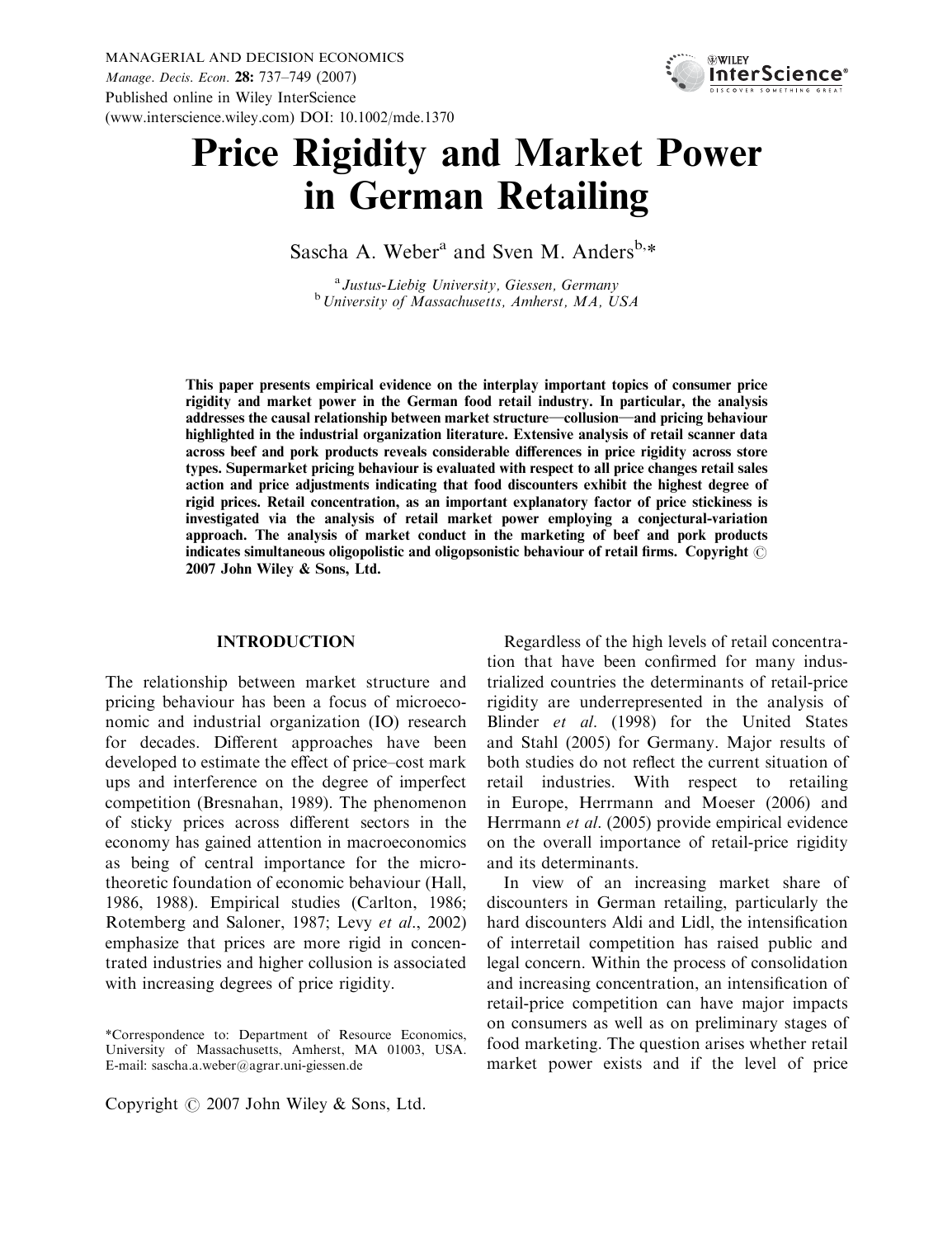# Price Rigidity and Market Power in German Retailing

Sascha A. Weber[a] and Sven M. Anders[b,*]

[a] *Justus-Liebig University, Giessen, Germany*
[b] *University of Massachusetts, Amherst, MA, USA*

**This paper presents empirical evidence on the interplay important topics of consumer price rigidity and market power in the German food retail industry. In particular, the analysis addresses the causal relationship between market structure—collusion—and pricing behaviour highlighted in the industrial organization literature. Extensive analysis of retail scanner data across beef and pork products reveals considerable differences in price rigidity across store types. Supermarket pricing behaviour is evaluated with respect to all price changes retail sales action and price adjustments indicating that food discounters exhibit the highest degree of rigid prices. Retail concentration, as an important explanatory factor of price stickiness is investigated via the analysis of retail market power employing a conjectural-variation approach. The analysis of market conduct in the marketing of beef and pork products indicates simultaneous oligopolistic and oligopsonistic behaviour of retail firms. Copyright © 2007 John Wiley & Sons, Ltd.**

## INTRODUCTION

The relationship between market structure and pricing behaviour has been a focus of microeconomic and industrial organization (IO) research for decades. Different approaches have been developed to estimate the effect of price–cost mark ups and interference on the degree of imperfect competition (Bresnahan, 1989). The phenomenon of sticky prices across different sectors in the economy has gained attention in macroeconomics as being of central importance for the microtheoretic foundation of economic behaviour (Hall, 1986, 1988). Empirical studies (Carlton, 1986; Rotemberg and Saloner, 1987; Levy *et al*., 2002) emphasize that prices are more rigid in concentrated industries and higher collusion is associated with increasing degrees of price rigidity.

Regardless of the high levels of retail concentration that have been confirmed for many industrialized countries the determinants of retail-price rigidity are underrepresented in the analysis of Blinder *et al*. (1998) for the United States and Stahl (2005) for Germany. Major results of both studies do not reflect the current situation of retail industries. With respect to retailing in Europe, Herrmann and Moeser (2006) and Herrmann *et al*. (2005) provide empirical evidence on the overall importance of retail-price rigidity and its determinants.

In view of an increasing market share of discounters in German retailing, particularly the hard discounters Aldi and Lidl, the intensification of interretail competition has raised public and legal concern. Within the process of consolidation and increasing concentration, an intensification of retail-price competition can have major impacts on consumers as well as on preliminary stages of food marketing. The question arises whether retail market power exists and if the level of price

*Correspondence to: Department of Resource Economics, University of Massachusetts, Amherst, MA 01003, USA. E-mail: sascha.a.weber@agrar.uni-giessen.de

Copyright © 2007 John Wiley & Sons, Ltd.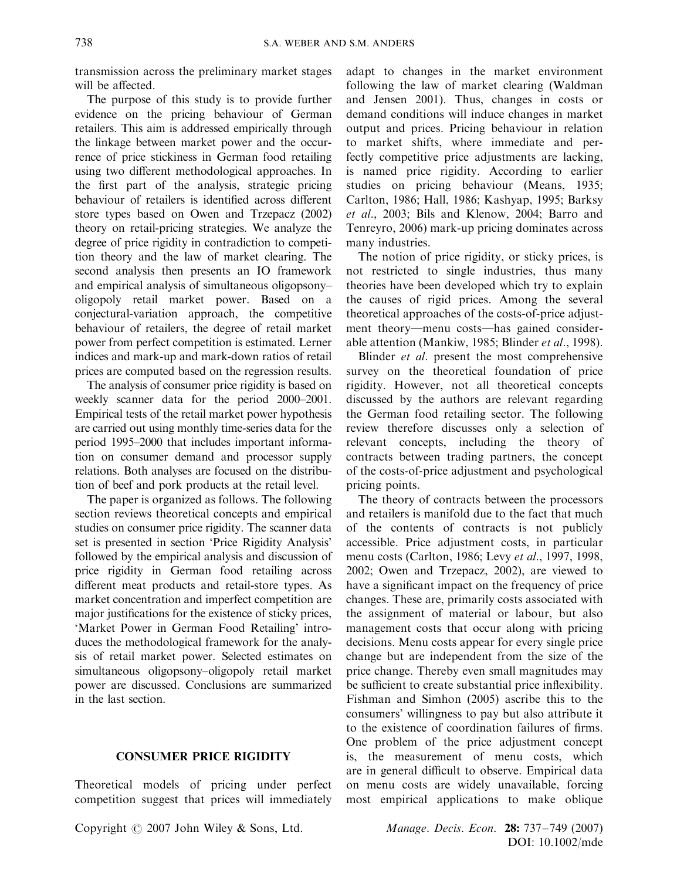transmission across the preliminary market stages will be affected.

The purpose of this study is to provide further evidence on the pricing behaviour of German retailers. This aim is addressed empirically through the linkage between market power and the occurrence of price stickiness in German food retailing using two different methodological approaches. In the first part of the analysis, strategic pricing behaviour of retailers is identified across different store types based on Owen and Trzepacz (2002) theory on retail-pricing strategies. We analyze the degree of price rigidity in contradiction to competition theory and the law of market clearing. The second analysis then presents an IO framework and empirical analysis of simultaneous oligopsony–oligopoly retail market power. Based on a conjectural-variation approach, the competitive behaviour of retailers, the degree of retail market power from perfect competition is estimated. Lerner indices and mark-up and mark-down ratios of retail prices are computed based on the regression results.

The analysis of consumer price rigidity is based on weekly scanner data for the period 2000–2001. Empirical tests of the retail market power hypothesis are carried out using monthly time-series data for the period 1995–2000 that includes important information on consumer demand and processor supply relations. Both analyses are focused on the distribution of beef and pork products at the retail level.

The paper is organized as follows. The following section reviews theoretical concepts and empirical studies on consumer price rigidity. The scanner data set is presented in section 'Price Rigidity Analysis' followed by the empirical analysis and discussion of price rigidity in German food retailing across different meat products and retail-store types. As market concentration and imperfect competition are major justifications for the existence of sticky prices, 'Market Power in German Food Retailing' introduces the methodological framework for the analysis of retail market power. Selected estimates on simultaneous oligopsony–oligopoly retail market power are discussed. Conclusions are summarized in the last section.

## CONSUMER PRICE RIGIDITY

Theoretical models of pricing under perfect competition suggest that prices will immediately adapt to changes in the market environment following the law of market clearing (Waldman and Jensen 2001). Thus, changes in costs or demand conditions will induce changes in market output and prices. Pricing behaviour in relation to market shifts, where immediate and perfectly competitive price adjustments are lacking, is named price rigidity. According to earlier studies on pricing behaviour (Means, 1935; Carlton, 1986; Hall, 1986; Kashyap, 1995; Barksy *et al*., 2003; Bils and Klenow, 2004; Barro and Tenreyro, 2006) mark-up pricing dominates across many industries.

The notion of price rigidity, or sticky prices, is not restricted to single industries, thus many theories have been developed which try to explain the causes of rigid prices. Among the several theoretical approaches of the costs-of-price adjustment theory—menu costs—has gained considerable attention (Mankiw, 1985; Blinder *et al*., 1998).

Blinder *et al*. present the most comprehensive survey on the theoretical foundation of price rigidity. However, not all theoretical concepts discussed by the authors are relevant regarding the German food retailing sector. The following review therefore discusses only a selection of relevant concepts, including the theory of contracts between trading partners, the concept of the costs-of-price adjustment and psychological pricing points.

The theory of contracts between the processors and retailers is manifold due to the fact that much of the contents of contracts is not publicly accessible. Price adjustment costs, in particular menu costs (Carlton, 1986; Levy *et al*., 1997, 1998, 2002; Owen and Trzepacz, 2002), are viewed to have a significant impact on the frequency of price changes. These are, primarily costs associated with the assignment of material or labour, but also management costs that occur along with pricing decisions. Menu costs appear for every single price change but are independent from the size of the price change. Thereby even small magnitudes may be sufficient to create substantial price inflexibility. Fishman and Simhon (2005) ascribe this to the consumers' willingness to pay but also attribute it to the existence of coordination failures of firms. One problem of the price adjustment concept is, the measurement of menu costs, which are in general difficult to observe. Empirical data on menu costs are widely unavailable, forcing most empirical applications to make oblique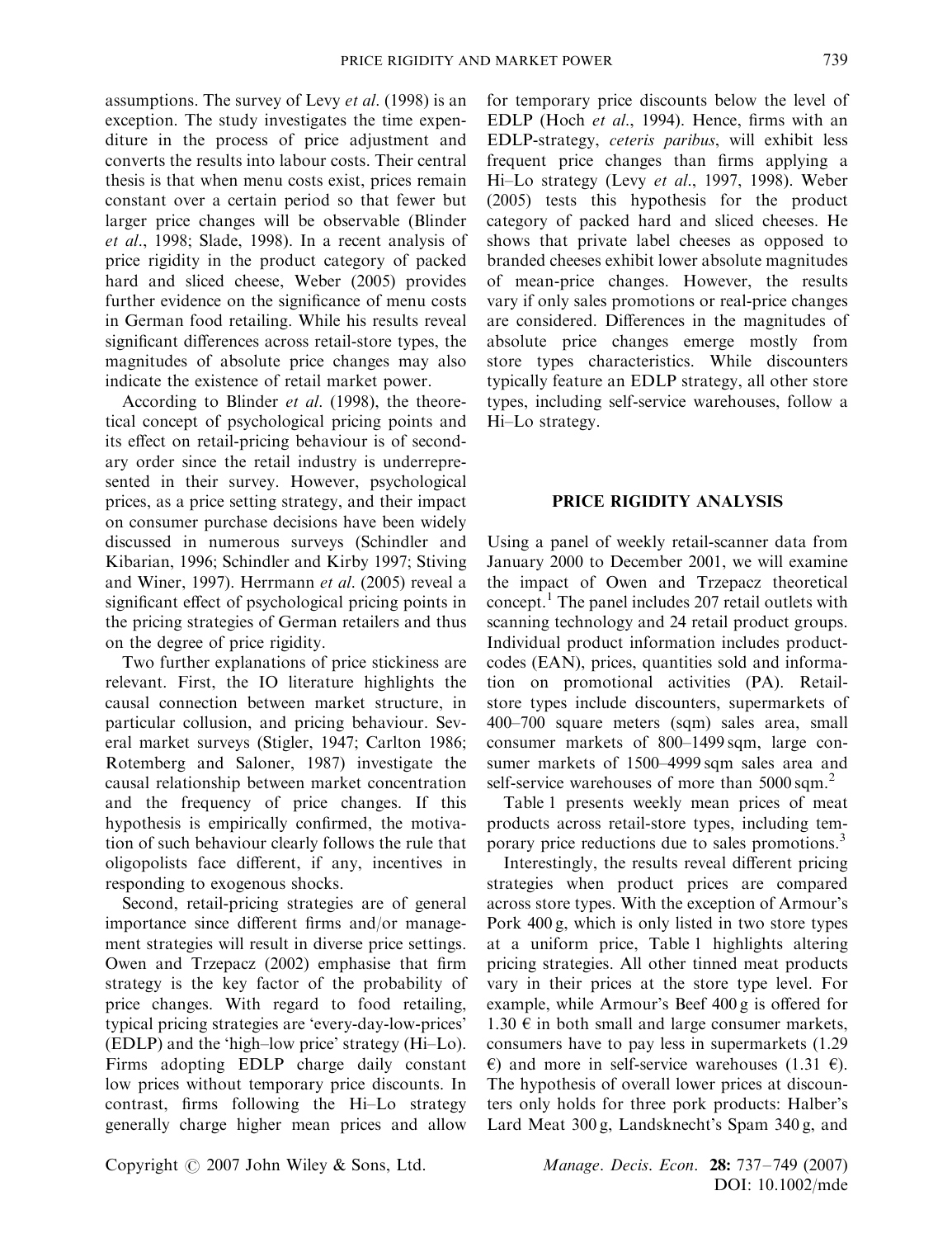assumptions. The survey of Levy *et al*. (1998) is an exception. The study investigates the time expenditure in the process of price adjustment and converts the results into labour costs. Their central thesis is that when menu costs exist, prices remain constant over a certain period so that fewer but larger price changes will be observable (Blinder *et al*., 1998; Slade, 1998). In a recent analysis of price rigidity in the product category of packed hard and sliced cheese, Weber (2005) provides further evidence on the significance of menu costs in German food retailing. While his results reveal significant differences across retail-store types, the magnitudes of absolute price changes may also indicate the existence of retail market power.

According to Blinder *et al*. (1998), the theoretical concept of psychological pricing points and its effect on retail-pricing behaviour is of secondary order since the retail industry is underrepresented in their survey. However, psychological prices, as a price setting strategy, and their impact on consumer purchase decisions have been widely discussed in numerous surveys (Schindler and Kibarian, 1996; Schindler and Kirby 1997; Stiving and Winer, 1997). Herrmann *et al*. (2005) reveal a significant effect of psychological pricing points in the pricing strategies of German retailers and thus on the degree of price rigidity.

Two further explanations of price stickiness are relevant. First, the IO literature highlights the causal connection between market structure, in particular collusion, and pricing behaviour. Several market surveys (Stigler, 1947; Carlton 1986; Rotemberg and Saloner, 1987) investigate the causal relationship between market concentration and the frequency of price changes. If this hypothesis is empirically confirmed, the motivation of such behaviour clearly follows the rule that oligopolists face different, if any, incentives in responding to exogenous shocks.

Second, retail-pricing strategies are of general importance since different firms and/or management strategies will result in diverse price settings. Owen and Trzepacz (2002) emphasise that firm strategy is the key factor of the probability of price changes. With regard to food retailing, typical pricing strategies are 'every-day-low-prices' (EDLP) and the 'high–low price' strategy (Hi–Lo). Firms adopting EDLP charge daily constant low prices without temporary price discounts. In contrast, firms following the Hi–Lo strategy generally charge higher mean prices and allow for temporary price discounts below the level of EDLP (Hoch *et al*., 1994). Hence, firms with an EDLP-strategy, *ceteris paribus*, will exhibit less frequent price changes than firms applying a Hi–Lo strategy (Levy *et al*., 1997, 1998). Weber (2005) tests this hypothesis for the product category of packed hard and sliced cheeses. He shows that private label cheeses as opposed to branded cheeses exhibit lower absolute magnitudes of mean-price changes. However, the results vary if only sales promotions or real-price changes are considered. Differences in the magnitudes of absolute price changes emerge mostly from store types characteristics. While discounters typically feature an EDLP strategy, all other store types, including self-service warehouses, follow a Hi–Lo strategy.

## PRICE RIGIDITY ANALYSIS

Using a panel of weekly retail-scanner data from January 2000 to December 2001, we will examine the impact of Owen and Trzepacz theoretical concept.[1] The panel includes 207 retail outlets with scanning technology and 24 retail product groups. Individual product information includes product-codes (EAN), prices, quantities sold and information on promotional activities (PA). Retail-store types include discounters, supermarkets of 400–700 square meters (sqm) sales area, small consumer markets of 800–1499 sqm, large consumer markets of 1500–4999 sqm sales area and self-service warehouses of more than 5000 sqm.[2]

Table 1 presents weekly mean prices of meat products across retail-store types, including temporary price reductions due to sales promotions.[3]

Interestingly, the results reveal different pricing strategies when product prices are compared across store types. With the exception of Armour's Pork 400 g, which is only listed in two store types at a uniform price, Table 1 highlights altering pricing strategies. All other tinned meat products vary in their prices at the store type level. For example, while Armour's Beef 400 g is offered for 1.30 € in both small and large consumer markets, consumers have to pay less in supermarkets (1.29 €) and more in self-service warehouses (1.31 €). The hypothesis of overall lower prices at discounters only holds for three pork products: Halber's Lard Meat 300 g, Landsknecht's Spam 340 g, and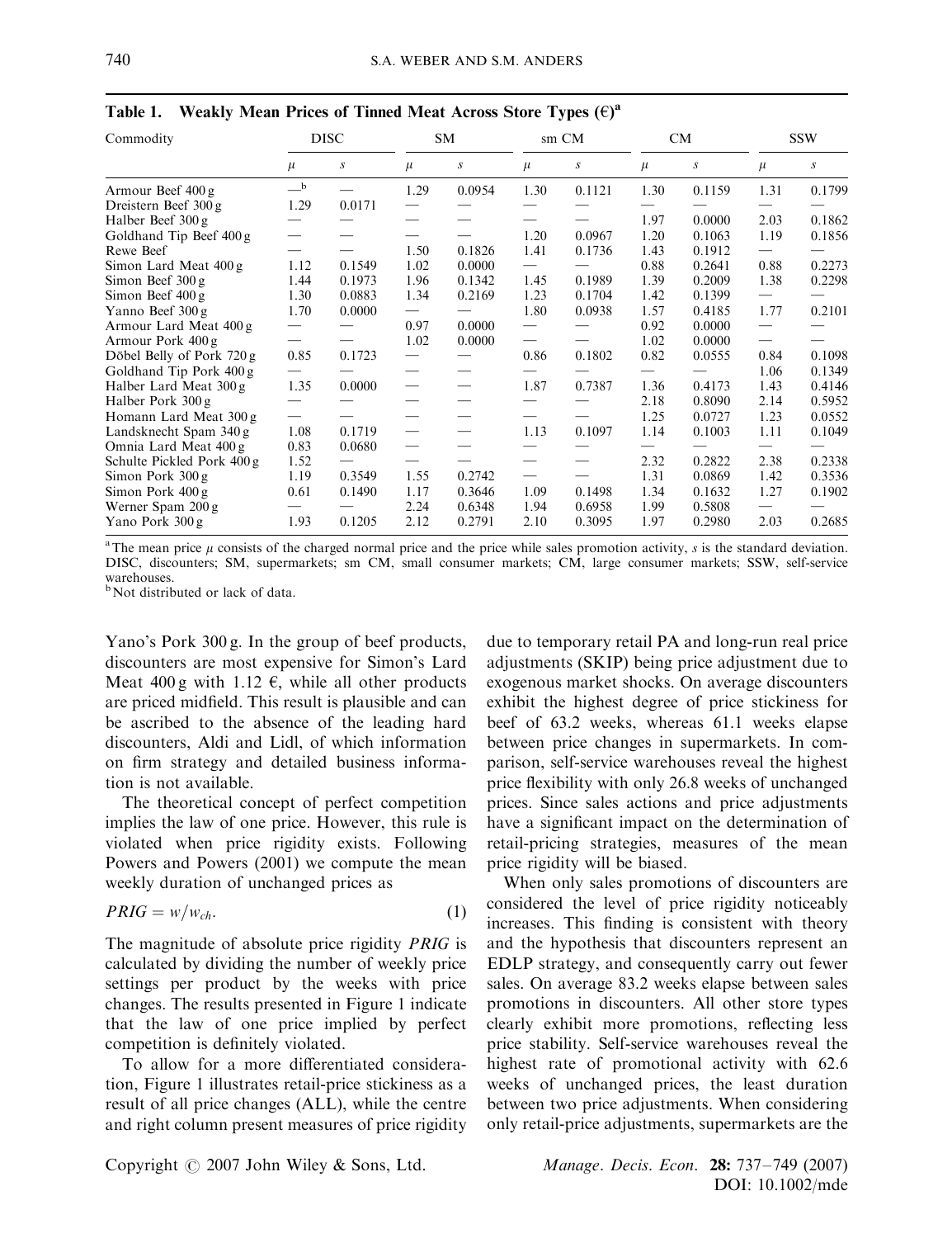**Table 1. Weakly Mean Prices of Tinned Meat Across Store Types (€)[a]**

| Commodity | DISC | | SM | | sm CM | | CM | | SSW | |
|---|---|---|---|---|---|---|---|---|---|---|
| | $\mu$ | $s$ | $\mu$ | $s$ | $\mu$ | $s$ | $\mu$ | $s$ | $\mu$ | $s$ |
| Armour Beef 400 g | —[b] | — | 1.29 | 0.0954 | 1.30 | 0.1121 | 1.30 | 0.1159 | 1.31 | 0.1799 |
| Dreistern Beef 300 g | 1.29 | 0.0171 | — | — | — | — | — | — | — | — |
| Halber Beef 300 g | — | — | — | — | — | — | 1.97 | 0.0000 | 2.03 | 0.1862 |
| Goldhand Tip Beef 400 g | — | — | — | — | 1.20 | 0.0967 | 1.20 | 0.1063 | 1.19 | 0.1856 |
| Rewe Beef | — | — | 1.50 | 0.1826 | 1.41 | 0.1736 | 1.43 | 0.1912 | — | — |
| Simon Lard Meat 400 g | 1.12 | 0.1549 | 1.02 | 0.0000 | — | — | 0.88 | 0.2641 | 0.88 | 0.2273 |
| Simon Beef 300 g | 1.44 | 0.1973 | 1.96 | 0.1342 | 1.45 | 0.1989 | 1.39 | 0.2009 | 1.38 | 0.2298 |
| Simon Beef 400 g | 1.30 | 0.0883 | 1.34 | 0.2169 | 1.23 | 0.1704 | 1.42 | 0.1399 | — | — |
| Yanno Beef 300 g | 1.70 | 0.0000 | — | — | 1.80 | 0.0938 | 1.57 | 0.4185 | 1.77 | 0.2101 |
| Armour Lard Meat 400 g | — | — | 0.97 | 0.0000 | — | — | 0.92 | 0.0000 | — | — |
| Armour Pork 400 g | — | — | 1.02 | 0.0000 | — | — | 1.02 | 0.0000 | — | — |
| Döbel Belly of Pork 720 g | 0.85 | 0.1723 | — | — | 0.86 | 0.1802 | 0.82 | 0.0555 | 0.84 | 0.1098 |
| Goldhand Tip Pork 400 g | — | — | — | — | — | — | — | — | 1.06 | 0.1349 |
| Halber Lard Meat 300 g | 1.35 | 0.0000 | — | — | 1.87 | 0.7387 | 1.36 | 0.4173 | 1.43 | 0.4146 |
| Halber Pork 300 g | — | — | — | — | — | — | 2.18 | 0.8090 | 2.14 | 0.5952 |
| Homann Lard Meat 300 g | — | — | — | — | — | — | 1.25 | 0.0727 | 1.23 | 0.0552 |
| Landsknecht Spam 340 g | 1.08 | 0.1719 | — | — | 1.13 | 0.1097 | 1.14 | 0.1003 | 1.11 | 0.1049 |
| Omnia Lard Meat 400 g | 0.83 | 0.0680 | — | — | — | — | — | — | — | — |
| Schulte Pickled Pork 400 g | 1.52 | — | — | — | — | — | 2.32 | 0.2822 | 2.38 | 0.2338 |
| Simon Pork 300 g | 1.19 | 0.3549 | 1.55 | 0.2742 | — | — | 1.31 | 0.0869 | 1.42 | 0.3536 |
| Simon Pork 400 g | 0.61 | 0.1490 | 1.17 | 0.3646 | 1.09 | 0.1498 | 1.34 | 0.1632 | 1.27 | 0.1902 |
| Werner Spam 200 g | — | — | 2.24 | 0.6348 | 1.94 | 0.6958 | 1.99 | 0.5808 | — | — |
| Yano Pork 300 g | 1.93 | 0.1205 | 2.12 | 0.2791 | 2.10 | 0.3095 | 1.97 | 0.2980 | 2.03 | 0.2685 |

[a] The mean price $\mu$ consists of the charged normal price and the price while sales promotion activity, $s$ is the standard deviation. DISC, discounters; SM, supermarkets; sm CM, small consumer markets; CM, large consumer markets; SSW, self-service warehouses.
[b] Not distributed or lack of data.

Yano's Pork 300 g. In the group of beef products, discounters are most expensive for Simon's Lard Meat 400 g with 1.12 €, while all other products are priced midfield. This result is plausible and can be ascribed to the absence of the leading hard discounters, Aldi and Lidl, of which information on firm strategy and detailed business information is not available.

The theoretical concept of perfect competition implies the law of one price. However, this rule is violated when price rigidity exists. Following Powers and Powers (2001) we compute the mean weekly duration of unchanged prices as

$$PRIG = w/w_{ch}. \tag{1}$$

The magnitude of absolute price rigidity *PRIG* is calculated by dividing the number of weekly price settings per product by the weeks with price changes. The results presented in Figure 1 indicate that the law of one price implied by perfect competition is definitely violated.

To allow for a more differentiated consideration, Figure 1 illustrates retail-price stickiness as a result of all price changes (ALL), while the centre and right column present measures of price rigidity due to temporary retail PA and long-run real price adjustments (SKIP) being price adjustment due to exogenous market shocks. On average discounters exhibit the highest degree of price stickiness for beef of 63.2 weeks, whereas 61.1 weeks elapse between price changes in supermarkets. In comparison, self-service warehouses reveal the highest price flexibility with only 26.8 weeks of unchanged prices. Since sales actions and price adjustments have a significant impact on the determination of retail-pricing strategies, measures of the mean price rigidity will be biased.

When only sales promotions of discounters are considered the level of price rigidity noticeably increases. This finding is consistent with theory and the hypothesis that discounters represent an EDLP strategy, and consequently carry out fewer sales. On average 83.2 weeks elapse between sales promotions in discounters. All other store types clearly exhibit more promotions, reflecting less price stability. Self-service warehouses reveal the highest rate of promotional activity with 62.6 weeks of unchanged prices, the least duration between two price adjustments. When considering only retail-price adjustments, supermarkets are the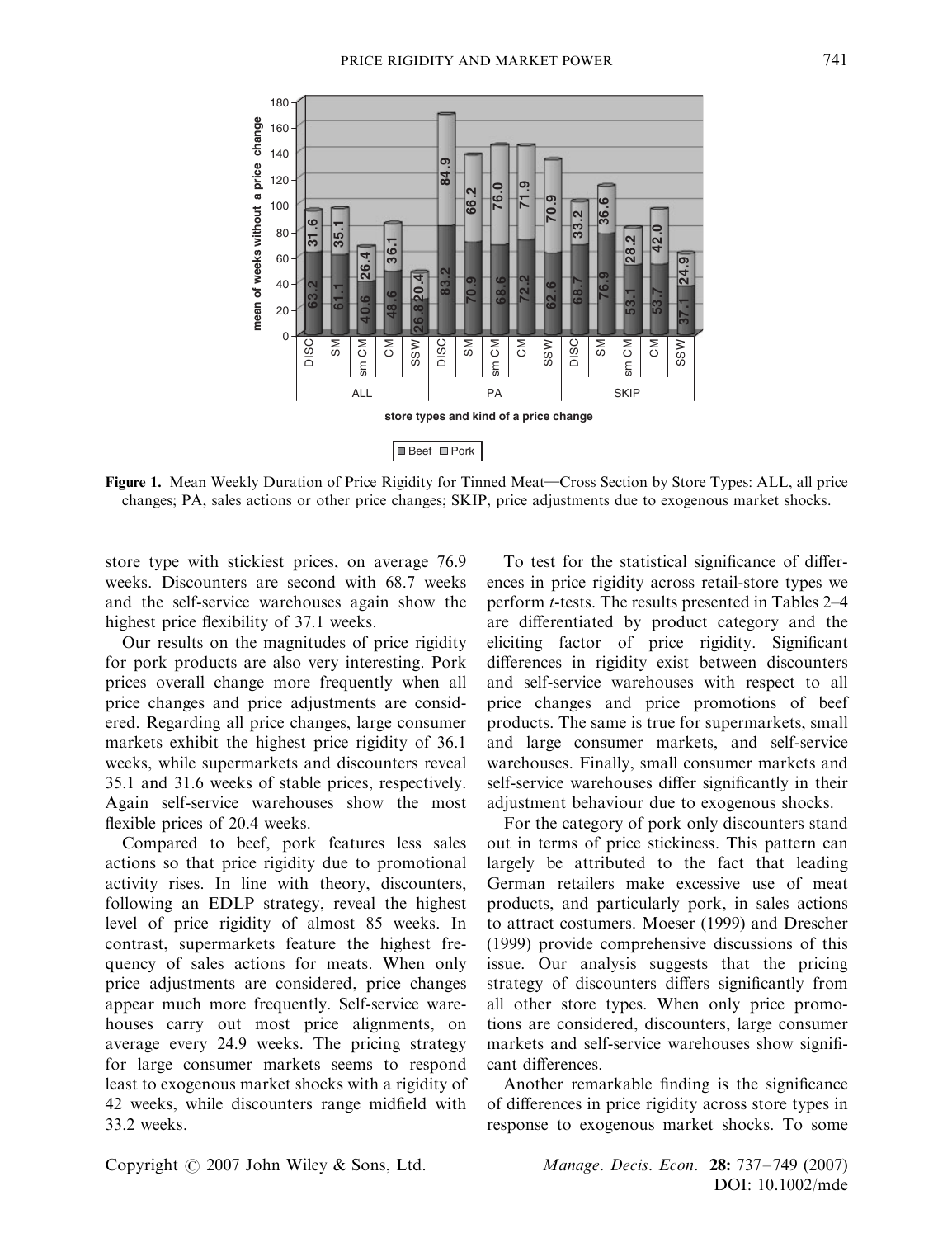**Figure 1.** Mean Weekly Duration of Price Rigidity for Tinned Meat—Cross Section by Store Types: ALL, all price changes; PA, sales actions or other price changes; SKIP, price adjustments due to exogenous market shocks.

store type with stickiest prices, on average 76.9 weeks. Discounters are second with 68.7 weeks and the self-service warehouses again show the highest price flexibility of 37.1 weeks.

Our results on the magnitudes of price rigidity for pork products are also very interesting. Pork prices overall change more frequently when all price changes and price adjustments are considered. Regarding all price changes, large consumer markets exhibit the highest price rigidity of 36.1 weeks, while supermarkets and discounters reveal 35.1 and 31.6 weeks of stable prices, respectively. Again self-service warehouses show the most flexible prices of 20.4 weeks.

Compared to beef, pork features less sales actions so that price rigidity due to promotional activity rises. In line with theory, discounters, following an EDLP strategy, reveal the highest level of price rigidity of almost 85 weeks. In contrast, supermarkets feature the highest frequency of sales actions for meats. When only price adjustments are considered, price changes appear much more frequently. Self-service warehouses carry out most price alignments, on average every 24.9 weeks. The pricing strategy for large consumer markets seems to respond least to exogenous market shocks with a rigidity of 42 weeks, while discounters range midfield with 33.2 weeks.

To test for the statistical significance of differences in price rigidity across retail-store types we perform *t*-tests. The results presented in Tables 2–4 are differentiated by product category and the eliciting factor of price rigidity. Significant differences in rigidity exist between discounters and self-service warehouses with respect to all price changes and price promotions of beef products. The same is true for supermarkets, small and large consumer markets, and self-service warehouses. Finally, small consumer markets and self-service warehouses differ significantly in their adjustment behaviour due to exogenous shocks.

For the category of pork only discounters stand out in terms of price stickiness. This pattern can largely be attributed to the fact that leading German retailers make excessive use of meat products, and particularly pork, in sales actions to attract costumers. Moeser (1999) and Drescher (1999) provide comprehensive discussions of this issue. Our analysis suggests that the pricing strategy of discounters differs significantly from all other store types. When only price promotions are considered, discounters, large consumer markets and self-service warehouses show significant differences.

Another remarkable finding is the significance of differences in price rigidity across store types in response to exogenous market shocks. To some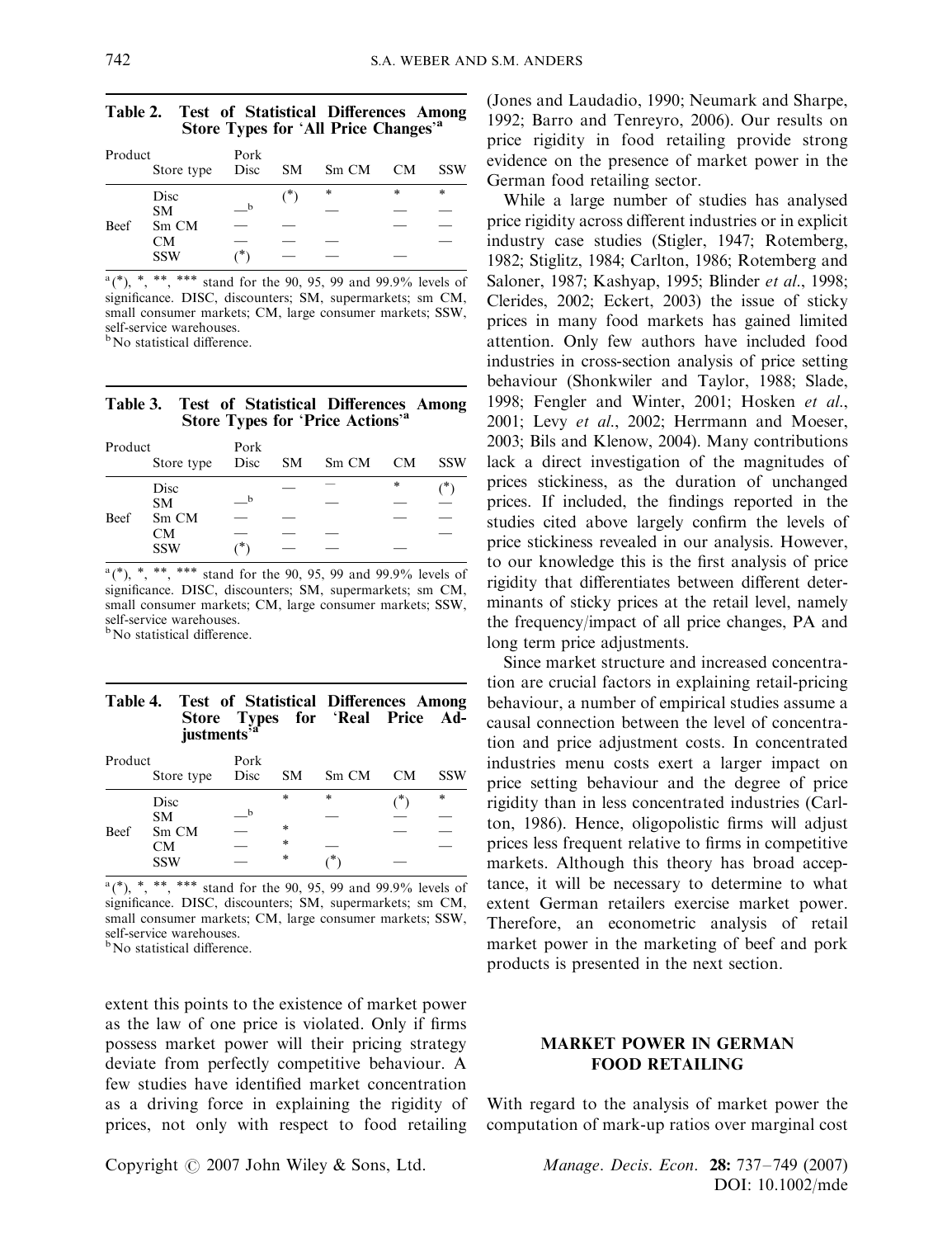**Table 2. Test of Statistical Differences Among Store Types for 'All Price Changes'[a]**

| Product | | Pork | | | | |
|---|---|---|---|---|---|---|
| | Store type | Disc | SM | Sm CM | CM | SSW |
| | Disc | | (*) | * | * | * |
| | SM | —[b] | | — | — | — |
| Beef | Sm CM | — | — | | — | — |
| | CM | — | — | — | | — |
| | SSW | (*) | — | — | — | |

[a] (*), *, **, *** stand for the 90, 95, 99 and 99.9% levels of significance. DISC, discounters; SM, supermarkets; sm CM, small consumer markets; CM, large consumer markets; SSW, self-service warehouses.
[b] No statistical difference.

**Table 3. Test of Statistical Differences Among Store Types for 'Price Actions'[a]**

| Product | | Pork | | | | |
|---|---|---|---|---|---|---|
| | Store type | Disc | SM | Sm CM | CM | SSW |
| | Disc | | — | — | * | (*) |
| | SM | —[b] | | — | — | — |
| Beef | Sm CM | — | — | | — | — |
| | CM | — | — | — | | — |
| | SSW | (*) | — | — | — | |

[a] (*), *, **, *** stand for the 90, 95, 99 and 99.9% levels of significance. DISC, discounters; SM, supermarkets; sm CM, small consumer markets; CM, large consumer markets; SSW, self-service warehouses.
[b] No statistical difference.

**Table 4. Test of Statistical Differences Among Store Types for 'Real Price Adjustments'[a]**

| Product | | Pork | | | | |
|---|---|---|---|---|---|---|
| | Store type | Disc | SM | Sm CM | CM | SSW |
| | Disc | | * | * | (*) | * |
| | SM | —[b] | | — | — | — |
| Beef | Sm CM | — | * | | — | — |
| | CM | — | * | — | | — |
| | SSW | — | * | (*) | — | |

[a] (*), *, **, *** stand for the 90, 95, 99 and 99.9% levels of significance. DISC, discounters; SM, supermarkets; sm CM, small consumer markets; CM, large consumer markets; SSW, self-service warehouses.
[b] No statistical difference.

extent this points to the existence of market power as the law of one price is violated. Only if firms possess market power will their pricing strategy deviate from perfectly competitive behaviour. A few studies have identified market concentration as a driving force in explaining the rigidity of prices, not only with respect to food retailing (Jones and Laudadio, 1990; Neumark and Sharpe, 1992; Barro and Tenreyro, 2006). Our results on price rigidity in food retailing provide strong evidence on the presence of market power in the German food retailing sector.

While a large number of studies has analysed price rigidity across different industries or in explicit industry case studies (Stigler, 1947; Rotemberg, 1982; Stiglitz, 1984; Carlton, 1986; Rotemberg and Saloner, 1987; Kashyap, 1995; Blinder *et al*., 1998; Clerides, 2002; Eckert, 2003) the issue of sticky prices in many food markets has gained limited attention. Only few authors have included food industries in cross-section analysis of price setting behaviour (Shonkwiler and Taylor, 1988; Slade, 1998; Fengler and Winter, 2001; Hosken *et al*., 2001; Levy *et al*., 2002; Herrmann and Moeser, 2003; Bils and Klenow, 2004). Many contributions lack a direct investigation of the magnitudes of prices stickiness, as the duration of unchanged prices. If included, the findings reported in the studies cited above largely confirm the levels of price stickiness revealed in our analysis. However, to our knowledge this is the first analysis of price rigidity that differentiates between different determinants of sticky prices at the retail level, namely the frequency/impact of all price changes, PA and long term price adjustments.

Since market structure and increased concentration are crucial factors in explaining retail-pricing behaviour, a number of empirical studies assume a causal connection between the level of concentration and price adjustment costs. In concentrated industries menu costs exert a larger impact on price setting behaviour and the degree of price rigidity than in less concentrated industries (Carlton, 1986). Hence, oligopolistic firms will adjust prices less frequent relative to firms in competitive markets. Although this theory has broad acceptance, it will be necessary to determine to what extent German retailers exercise market power. Therefore, an econometric analysis of retail market power in the marketing of beef and pork products is presented in the next section.

## MARKET POWER IN GERMAN FOOD RETAILING

With regard to the analysis of market power the computation of mark-up ratios over marginal cost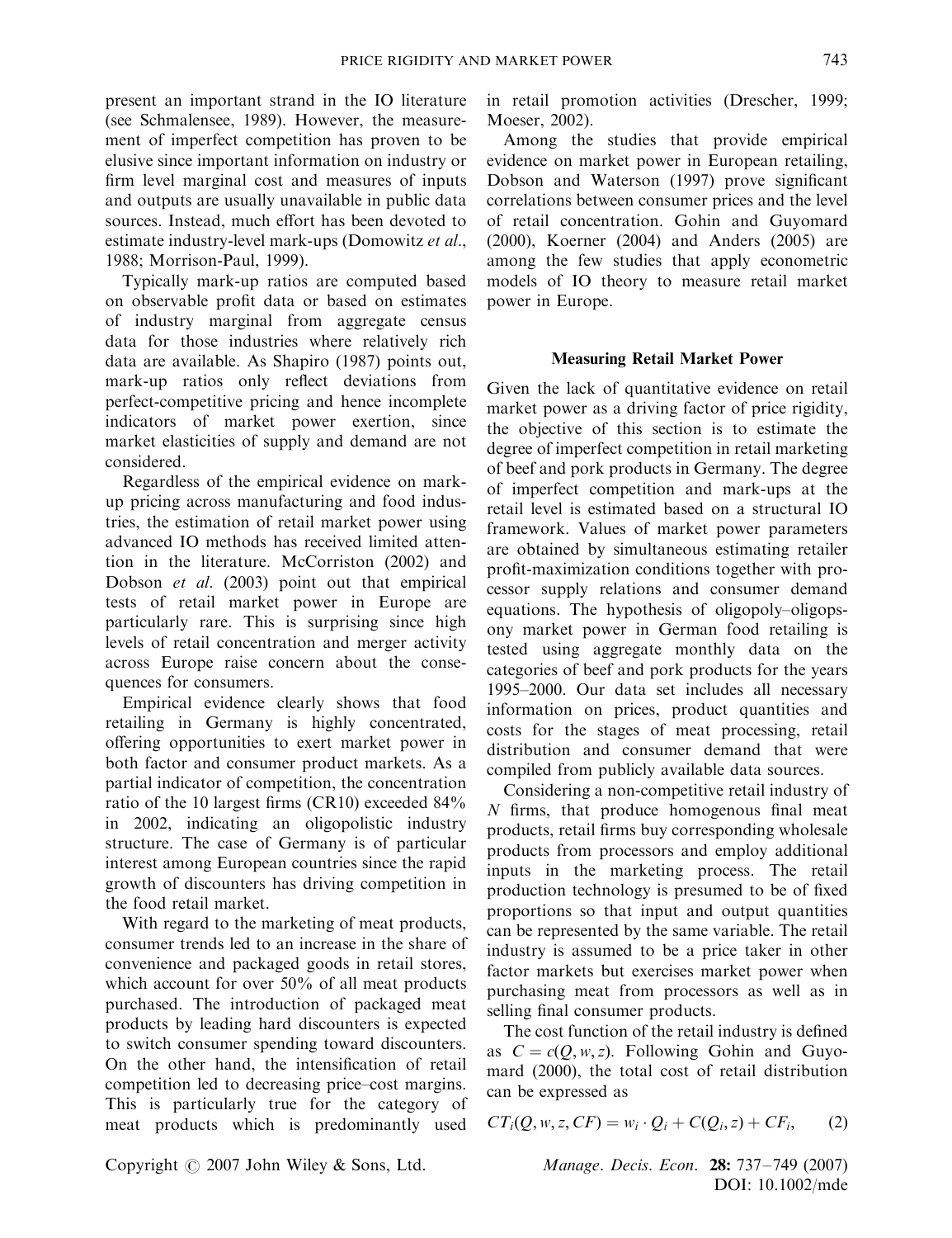present an important strand in the IO literature (see Schmalensee, 1989). However, the measurement of imperfect competition has proven to be elusive since important information on industry or firm level marginal cost and measures of inputs and outputs are usually unavailable in public data sources. Instead, much effort has been devoted to estimate industry-level mark-ups (Domowitz *et al*., 1988; Morrison-Paul, 1999).

Typically mark-up ratios are computed based on observable profit data or based on estimates of industry marginal from aggregate census data for those industries where relatively rich data are available. As Shapiro (1987) points out, mark-up ratios only reflect deviations from perfect-competitive pricing and hence incomplete indicators of market power exertion, since market elasticities of supply and demand are not considered.

Regardless of the empirical evidence on mark-up pricing across manufacturing and food industries, the estimation of retail market power using advanced IO methods has received limited attention in the literature. McCorriston (2002) and Dobson *et al*. (2003) point out that empirical tests of retail market power in Europe are particularly rare. This is surprising since high levels of retail concentration and merger activity across Europe raise concern about the consequences for consumers.

Empirical evidence clearly shows that food retailing in Germany is highly concentrated, offering opportunities to exert market power in both factor and consumer product markets. As a partial indicator of competition, the concentration ratio of the 10 largest firms (CR10) exceeded 84% in 2002, indicating an oligopolistic industry structure. The case of Germany is of particular interest among European countries since the rapid growth of discounters has driving competition in the food retail market.

With regard to the marketing of meat products, consumer trends led to an increase in the share of convenience and packaged goods in retail stores, which account for over 50% of all meat products purchased. The introduction of packaged meat products by leading hard discounters is expected to switch consumer spending toward discounters. On the other hand, the intensification of retail competition led to decreasing price–cost margins. This is particularly true for the category of meat products which is predominantly used in retail promotion activities (Drescher, 1999; Moeser, 2002).

Among the studies that provide empirical evidence on market power in European retailing, Dobson and Waterson (1997) prove significant correlations between consumer prices and the level of retail concentration. Gohin and Guyomard (2000), Koerner (2004) and Anders (2005) are among the few studies that apply econometric models of IO theory to measure retail market power in Europe.

## Measuring Retail Market Power

Given the lack of quantitative evidence on retail market power as a driving factor of price rigidity, the objective of this section is to estimate the degree of imperfect competition in retail marketing of beef and pork products in Germany. The degree of imperfect competition and mark-ups at the retail level is estimated based on a structural IO framework. Values of market power parameters are obtained by simultaneous estimating retailer profit-maximization conditions together with processor supply relations and consumer demand equations. The hypothesis of oligopoly–oligopsony market power in German food retailing is tested using aggregate monthly data on the categories of beef and pork products for the years 1995–2000. Our data set includes all necessary information on prices, product quantities and costs for the stages of meat processing, retail distribution and consumer demand that were compiled from publicly available data sources.

Considering a non-competitive retail industry of $N$ firms, that produce homogenous final meat products, retail firms buy corresponding wholesale products from processors and employ additional inputs in the marketing process. The retail production technology is presumed to be of fixed proportions so that input and output quantities can be represented by the same variable. The retail industry is assumed to be a price taker in other factor markets but exercises market power when purchasing meat from processors as well as in selling final consumer products.

The cost function of the retail industry is defined as $C = c(Q, w, z)$. Following Gohin and Guyomard (2000), the total cost of retail distribution can be expressed as

$$CT_i(Q, w, z, CF) = w_i \cdot Q_i + C(Q_i, z) + CF_i, \qquad (2)$$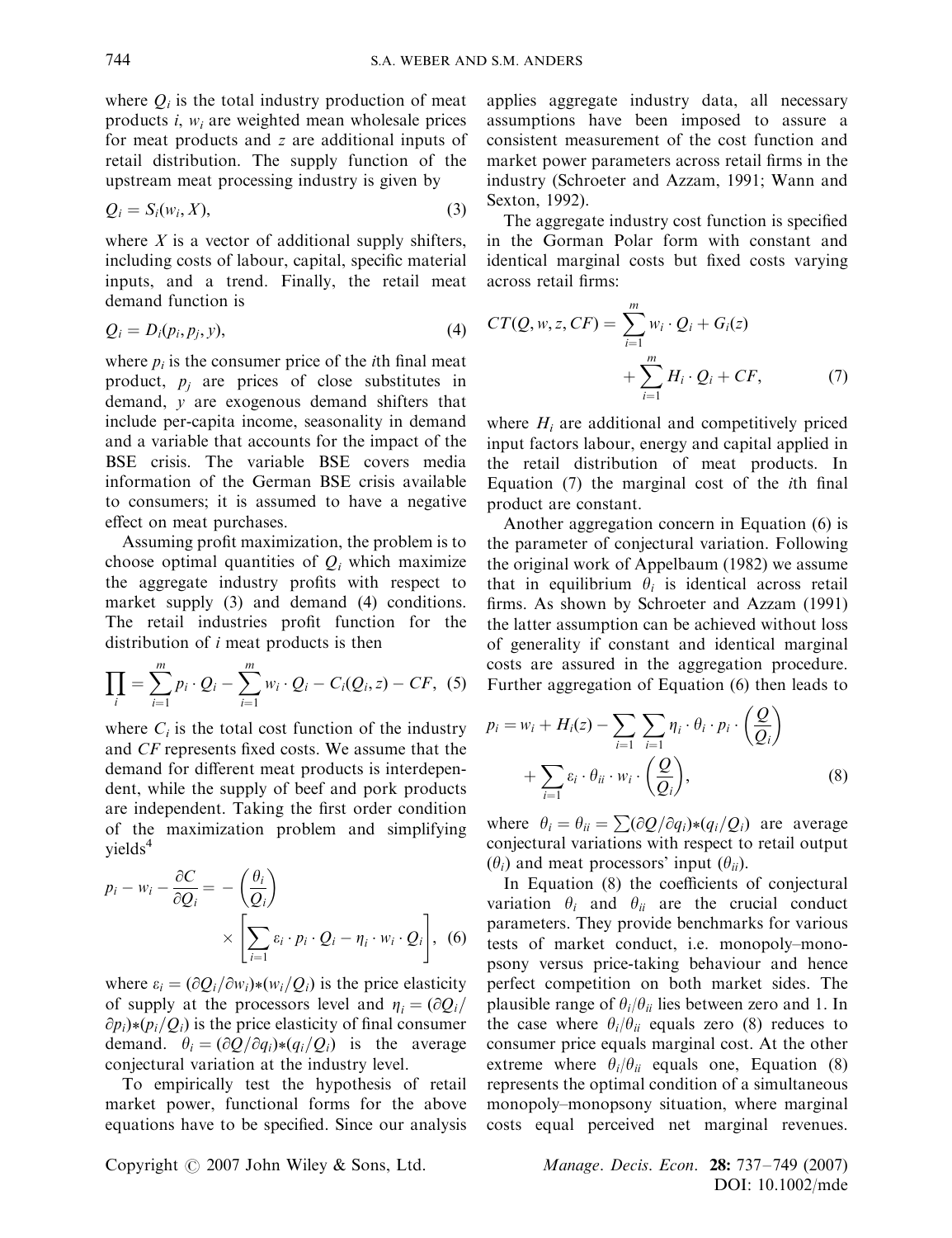where $Q_i$ is the total industry production of meat products $i$, $w_i$ are weighted mean wholesale prices for meat products and $z$ are additional inputs of retail distribution. The supply function of the upstream meat processing industry is given by

$$Q_i = S_i(w_i, X), \tag{3}$$

where $X$ is a vector of additional supply shifters, including costs of labour, capital, specific material inputs, and a trend. Finally, the retail meat demand function is

$$Q_i = D_i(p_i, p_j, y), \tag{4}$$

where $p_i$ is the consumer price of the $i$th final meat product, $p_j$ are prices of close substitutes in demand, $y$ are exogenous demand shifters that include per-capita income, seasonality in demand and a variable that accounts for the impact of the BSE crisis. The variable BSE covers media information of the German BSE crisis available to consumers; it is assumed to have a negative effect on meat purchases.

Assuming profit maximization, the problem is to choose optimal quantities of $Q_i$ which maximize the aggregate industry profits with respect to market supply (3) and demand (4) conditions. The retail industries profit function for the distribution of $i$ meat products is then

$$\prod_i = \sum_{i=1}^{m} p_i \cdot Q_i - \sum_{i=1}^{m} w_i \cdot Q_i - C_i(Q_i, z) - CF, \tag{5}$$

where $C_i$ is the total cost function of the industry and $CF$ represents fixed costs. We assume that the demand for different meat products is interdependent, while the supply of beef and pork products are independent. Taking the first order condition of the maximization problem and simplifying yields[4]

$$p_i - w_i - \frac{\partial C}{\partial Q_i} = -\left(\frac{\theta_i}{Q_i}\right) \times \left[\sum_{i=1} \varepsilon_i \cdot p_i \cdot Q_i - \eta_i \cdot w_i \cdot Q_i\right], \tag{6}$$

where $\varepsilon_i = (\partial Q_i/\partial w_i){*}(w_i/Q_i)$ is the price elasticity of supply at the processors level and $\eta_i = (\partial Q_i/\partial p_i){*}(p_i/Q_i)$ is the price elasticity of final consumer demand. $\theta_i = (\partial Q/\partial q_i){*}(q_i/Q_i)$ is the average conjectural variation at the industry level.

To empirically test the hypothesis of retail market power, functional forms for the above equations have to be specified. Since our analysis applies aggregate industry data, all necessary assumptions have been imposed to assure a consistent measurement of the cost function and market power parameters across retail firms in the industry (Schroeter and Azzam, 1991; Wann and Sexton, 1992).

The aggregate industry cost function is specified in the Gorman Polar form with constant and identical marginal costs but fixed costs varying across retail firms:

$$CT(Q, w, z, CF) = \sum_{i=1}^{m} w_i \cdot Q_i + G_i(z) + \sum_{i=1}^{m} H_i \cdot Q_i + CF, \tag{7}$$

where $H_i$ are additional and competitively priced input factors labour, energy and capital applied in the retail distribution of meat products. In Equation (7) the marginal cost of the $i$th final product are constant.

Another aggregation concern in Equation (6) is the parameter of conjectural variation. Following the original work of Appelbaum (1982) we assume that in equilibrium $\theta_i$ is identical across retail firms. As shown by Schroeter and Azzam (1991) the latter assumption can be achieved without loss of generality if constant and identical marginal costs are assured in the aggregation procedure. Further aggregation of Equation (6) then leads to

$$p_i = w_i + H_i(z) - \sum_{i=1} \sum_{i=1} \eta_i \cdot \theta_i \cdot p_i \cdot \left(\frac{Q}{Q_i}\right) + \sum_{i=1} \varepsilon_i \cdot \theta_{ii} \cdot w_i \cdot \left(\frac{Q}{Q_i}\right), \tag{8}$$

where $\theta_i = \theta_{ii} = \sum(\partial Q/\partial q_i){*}(q_i/Q_i)$ are average conjectural variations with respect to retail output ($\theta_i$) and meat processors' input ($\theta_{ii}$).

In Equation (8) the coefficients of conjectural variation $\theta_i$ and $\theta_{ii}$ are the crucial conduct parameters. They provide benchmarks for various tests of market conduct, i.e. monopoly–monopsony versus price-taking behaviour and hence perfect competition on both market sides. The plausible range of $\theta_i/\theta_{ii}$ lies between zero and 1. In the case where $\theta_i/\theta_{ii}$ equals zero (8) reduces to consumer price equals marginal cost. At the other extreme where $\theta_i/\theta_{ii}$ equals one, Equation (8) represents the optimal condition of a simultaneous monopoly–monopsony situation, where marginal costs equal perceived net marginal revenues.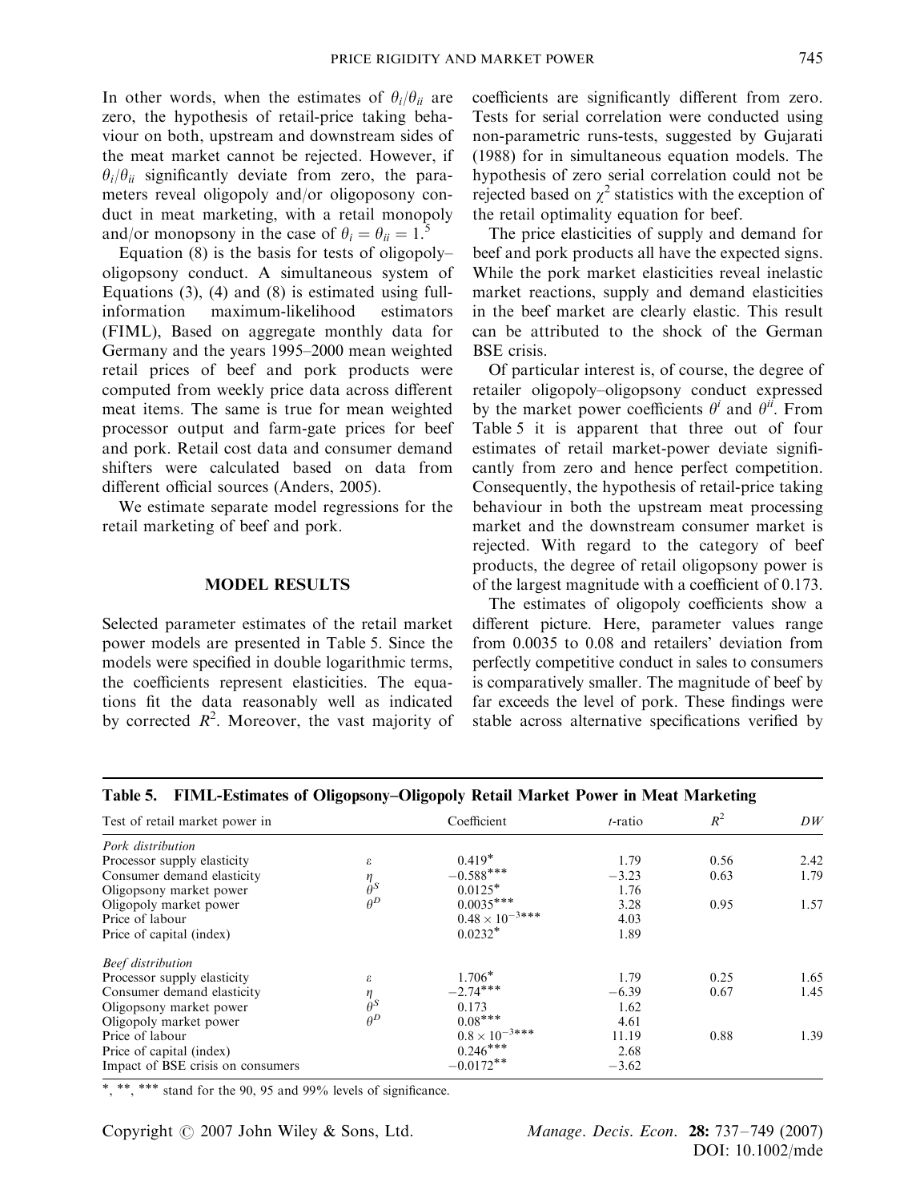In other words, when the estimates of $\theta_i/\theta_{ii}$ are zero, the hypothesis of retail-price taking behaviour on both, upstream and downstream sides of the meat market cannot be rejected. However, if $\theta_i/\theta_{ii}$ significantly deviate from zero, the parameters reveal oligopoly and/or oligoposony conduct in meat marketing, with a retail monopoly and/or monopsony in the case of $\theta_i = \theta_{ii} = 1$.[5]

Equation (8) is the basis for tests of oligopoly–oligopsony conduct. A simultaneous system of Equations (3), (4) and (8) is estimated using full-information maximum-likelihood estimators (FIML), Based on aggregate monthly data for Germany and the years 1995–2000 mean weighted retail prices of beef and pork products were computed from weekly price data across different meat items. The same is true for mean weighted processor output and farm-gate prices for beef and pork. Retail cost data and consumer demand shifters were calculated based on data from different official sources (Anders, 2005).

We estimate separate model regressions for the retail marketing of beef and pork.

## MODEL RESULTS

Selected parameter estimates of the retail market power models are presented in Table 5. Since the models were specified in double logarithmic terms, the coefficients represent elasticities. The equations fit the data reasonably well as indicated by corrected $R^2$. Moreover, the vast majority of coefficients are significantly different from zero. Tests for serial correlation were conducted using non-parametric runs-tests, suggested by Gujarati (1988) for in simultaneous equation models. The hypothesis of zero serial correlation could not be rejected based on $\chi^2$ statistics with the exception of the retail optimality equation for beef.

The price elasticities of supply and demand for beef and pork products all have the expected signs. While the pork market elasticities reveal inelastic market reactions, supply and demand elasticities in the beef market are clearly elastic. This result can be attributed to the shock of the German BSE crisis.

Of particular interest is, of course, the degree of retailer oligopoly–oligopsony conduct expressed by the market power coefficients $\theta^i$ and $\theta^{ii}$. From Table 5 it is apparent that three out of four estimates of retail market-power deviate significantly from zero and hence perfect competition. Consequently, the hypothesis of retail-price taking behaviour in both the upstream meat processing market and the downstream consumer market is rejected. With regard to the category of beef products, the degree of retail oligopsony power is of the largest magnitude with a coefficient of 0.173.

The estimates of oligopoly coefficients show a different picture. Here, parameter values range from 0.0035 to 0.08 and retailers' deviation from perfectly competitive conduct in sales to consumers is comparatively smaller. The magnitude of beef by far exceeds the level of pork. These findings were stable across alternative specifications verified by

**Table 5. FIML-Estimates of Oligopsony–Oligopoly Retail Market Power in Meat Marketing**

| Test of retail market power in | | Coefficient | *t*-ratio | $R^2$ | *DW* |
|---|---|---|---|---|---|
| *Pork distribution* | | | | | |
| Processor supply elasticity | $\varepsilon$ | $0.419^{*}$ | 1.79 | 0.56 | 2.42 |
| Consumer demand elasticity | $\eta$ | $-0.588^{***}$ | $-3.23$ | 0.63 | 1.79 |
| Oligopsony market power | $\theta^S$ | $0.0125^{*}$ | 1.76 | | |
| Oligopoly market power | $\theta^D$ | $0.0035^{***}$ | 3.28 | 0.95 | 1.57 |
| Price of labour | | $0.48 \times 10^{-3***}$ | 4.03 | | |
| Price of capital (index) | | $0.0232^{*}$ | 1.89 | | |
| *Beef distribution* | | | | | |
| Processor supply elasticity | $\varepsilon$ | $1.706^{*}$ | 1.79 | 0.25 | 1.65 |
| Consumer demand elasticity | $\eta$ | $-2.74^{***}$ | $-6.39$ | 0.67 | 1.45 |
| Oligopsony market power | $\theta^S$ | 0.173 | 1.62 | | |
| Oligopoly market power | $\theta^D$ | $0.08^{***}$ | 4.61 | | |
| Price of labour | | $0.8 \times 10^{-3***}$ | 11.19 | 0.88 | 1.39 |
| Price of capital (index) | | $0.246^{***}$ | 2.68 | | |
| Impact of BSE crisis on consumers | | $-0.0172^{**}$ | $-3.62$ | | |

\*, \*\*, \*\*\* stand for the 90, 95 and 99% levels of significance.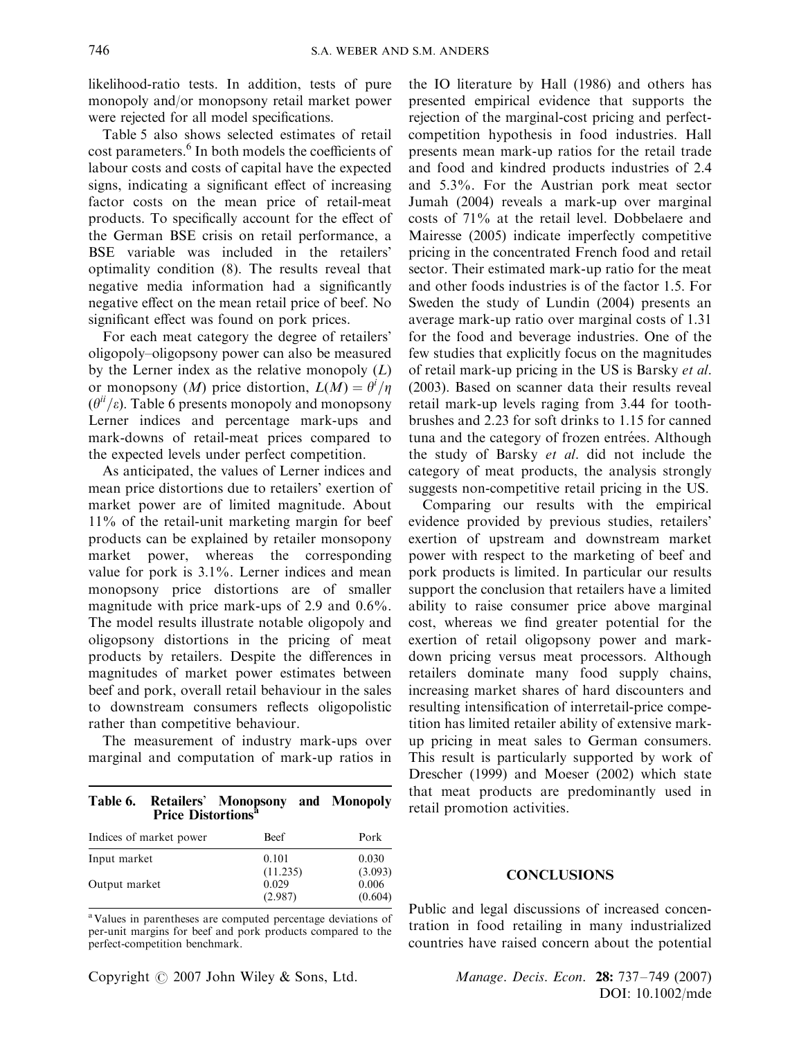likelihood-ratio tests. In addition, tests of pure monopoly and/or monopsony retail market power were rejected for all model specifications.

Table 5 also shows selected estimates of retail cost parameters.[6] In both models the coefficients of labour costs and costs of capital have the expected signs, indicating a significant effect of increasing factor costs on the mean price of retail-meat products. To specifically account for the effect of the German BSE crisis on retail performance, a BSE variable was included in the retailers' optimality condition (8). The results reveal that negative media information had a significantly negative effect on the mean retail price of beef. No significant effect was found on pork prices.

For each meat category the degree of retailers' oligopoly–oligopsony power can also be measured by the Lerner index as the relative monopoly ($L$) or monopsony ($M$) price distortion, $L(M) = \theta^i/\eta$ $(\theta^{ii}/\varepsilon)$. Table 6 presents monopoly and monopsony Lerner indices and percentage mark-ups and mark-downs of retail-meat prices compared to the expected levels under perfect competition.

As anticipated, the values of Lerner indices and mean price distortions due to retailers' exertion of market power are of limited magnitude. About 11% of the retail-unit marketing margin for beef products can be explained by retailer monsopony market power, whereas the corresponding value for pork is 3.1%. Lerner indices and mean monopsony price distortions are of smaller magnitude with price mark-ups of 2.9 and 0.6%. The model results illustrate notable oligopoly and oligopsony distortions in the pricing of meat products by retailers. Despite the differences in magnitudes of market power estimates between beef and pork, overall retail behaviour in the sales to downstream consumers reflects oligopolistic rather than competitive behaviour.

The measurement of industry mark-ups over marginal and computation of mark-up ratios in the IO literature by Hall (1986) and others has presented empirical evidence that supports the rejection of the marginal-cost pricing and perfect-competition hypothesis in food industries. Hall presents mean mark-up ratios for the retail trade and food and kindred products industries of 2.4 and 5.3%. For the Austrian pork meat sector Jumah (2004) reveals a mark-up over marginal costs of 71% at the retail level. Dobbelaere and Mairesse (2005) indicate imperfectly competitive pricing in the concentrated French food and retail sector. Their estimated mark-up ratio for the meat and other foods industries is of the factor 1.5. For Sweden the study of Lundin (2004) presents an average mark-up ratio over marginal costs of 1.31 for the food and beverage industries. One of the few studies that explicitly focus on the magnitudes of retail mark-up pricing in the US is Barsky *et al.* (2003). Based on scanner data their results reveal retail mark-up levels raging from 3.44 for toothbrushes and 2.23 for soft drinks to 1.15 for canned tuna and the category of frozen entrées. Although the study of Barsky *et al.* did not include the category of meat products, the analysis strongly suggests non-competitive retail pricing in the US.

Comparing our results with the empirical evidence provided by previous studies, retailers' exertion of upstream and downstream market power with respect to the marketing of beef and pork products is limited. In particular our results support the conclusion that retailers have a limited ability to raise consumer price above marginal cost, whereas we find greater potential for the exertion of retail oligopsony power and mark-down pricing versus meat processors. Although retailers dominate many food supply chains, increasing market shares of hard discounters and resulting intensification of interretail-price competition has limited retailer ability of extensive mark-up pricing in meat sales to German consumers. This result is particularly supported by work of Drescher (1999) and Moeser (2002) which state that meat products are predominantly used in retail promotion activities.

**Table 6. Retailers' Monopsony and Monopoly Price Distortions**[a]

| Indices of market power | Beef | Pork |
|---|---|---|
| Input market | 0.101 (11.235) | 0.030 (3.093) |
| Output market | 0.029 (2.987) | 0.006 (0.604) |

[a] Values in parentheses are computed percentage deviations of per-unit margins for beef and pork products compared to the perfect-competition benchmark.

## CONCLUSIONS

Public and legal discussions of increased concentration in food retailing in many industrialized countries have raised concern about the potential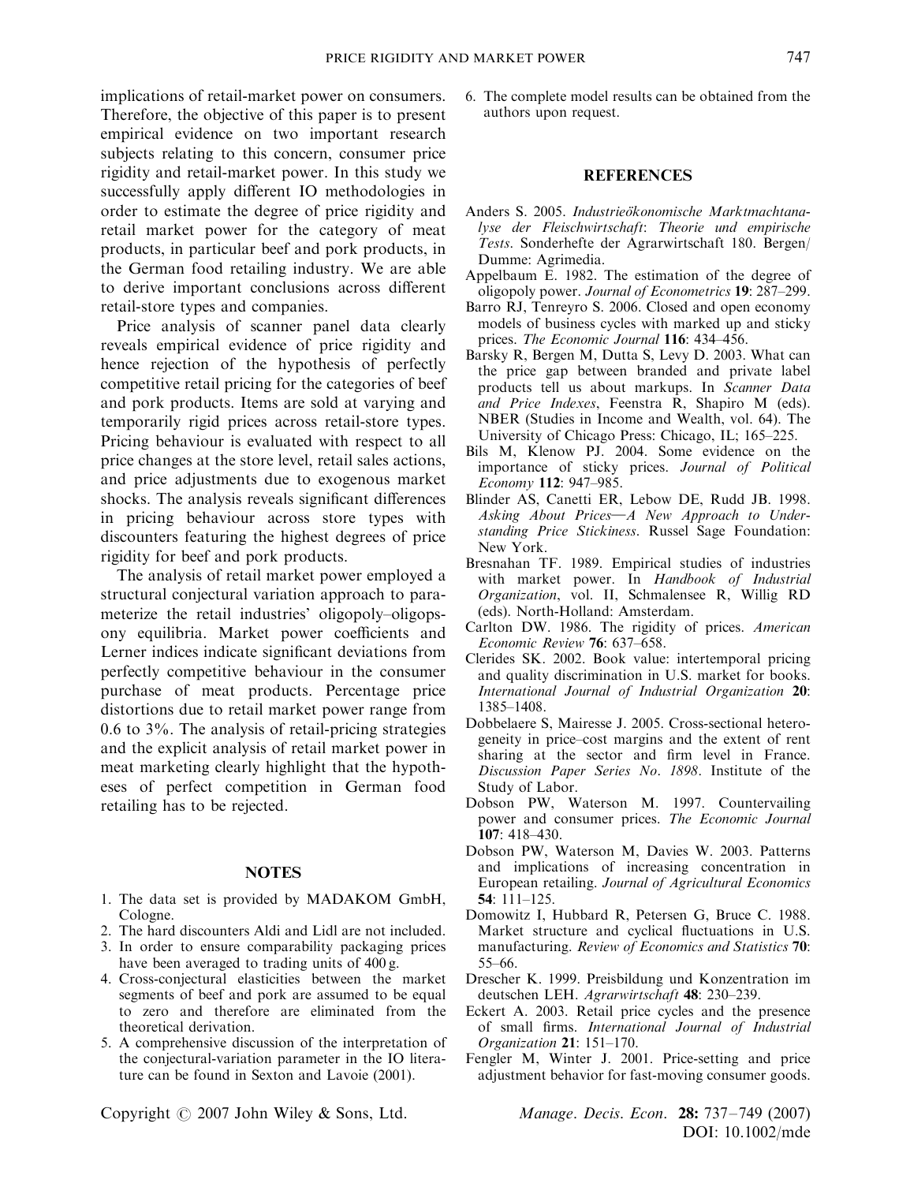implications of retail-market power on consumers. Therefore, the objective of this paper is to present empirical evidence on two important research subjects relating to this concern, consumer price rigidity and retail-market power. In this study we successfully apply different IO methodologies in order to estimate the degree of price rigidity and retail market power for the category of meat products, in particular beef and pork products, in the German food retailing industry. We are able to derive important conclusions across different retail-store types and companies.

Price analysis of scanner panel data clearly reveals empirical evidence of price rigidity and hence rejection of the hypothesis of perfectly competitive retail pricing for the categories of beef and pork products. Items are sold at varying and temporarily rigid prices across retail-store types. Pricing behaviour is evaluated with respect to all price changes at the store level, retail sales actions, and price adjustments due to exogenous market shocks. The analysis reveals significant differences in pricing behaviour across store types with discounters featuring the highest degrees of price rigidity for beef and pork products.

The analysis of retail market power employed a structural conjectural variation approach to parameterize the retail industries' oligopoly–oligopsony equilibria. Market power coefficients and Lerner indices indicate significant deviations from perfectly competitive behaviour in the consumer purchase of meat products. Percentage price distortions due to retail market power range from 0.6 to 3%. The analysis of retail-pricing strategies and the explicit analysis of retail market power in meat marketing clearly highlight that the hypotheses of perfect competition in German food retailing has to be rejected.

## NOTES

1. The data set is provided by MADAKOM GmbH, Cologne.
2. The hard discounters Aldi and Lidl are not included.
3. In order to ensure comparability packaging prices have been averaged to trading units of 400 g.
4. Cross-conjectural elasticities between the market segments of beef and pork are assumed to be equal to zero and therefore are eliminated from the theoretical derivation.
5. A comprehensive discussion of the interpretation of the conjectural-variation parameter in the IO literature can be found in Sexton and Lavoie (2001).
6. The complete model results can be obtained from the authors upon request.

## REFERENCES

Anders S. 2005. *Industrieökonomische Marktmachtanalyse der Fleischwirtschaft: Theorie und empirische Tests*. Sonderhefte der Agrarwirtschaft 180. Bergen/Dumme: Agrimedia.

Appelbaum E. 1982. The estimation of the degree of oligopoly power. *Journal of Econometrics* **19**: 287–299.

Barro RJ, Tenreyro S. 2006. Closed and open economy models of business cycles with marked up and sticky prices. *The Economic Journal* **116**: 434–456.

Barsky R, Bergen M, Dutta S, Levy D. 2003. What can the price gap between branded and private label products tell us about markups. In *Scanner Data and Price Indexes*, Feenstra R, Shapiro M (eds). NBER (Studies in Income and Wealth, vol. 64). The University of Chicago Press: Chicago, IL; 165–225.

Bils M, Klenow PJ. 2004. Some evidence on the importance of sticky prices. *Journal of Political Economy* **112**: 947–985.

Blinder AS, Canetti ER, Lebow DE, Rudd JB. 1998. *Asking About Prices—A New Approach to Understanding Price Stickiness*. Russel Sage Foundation: New York.

Bresnahan TF. 1989. Empirical studies of industries with market power. In *Handbook of Industrial Organization*, vol. II, Schmalensee R, Willig RD (eds). North-Holland: Amsterdam.

Carlton DW. 1986. The rigidity of prices. *American Economic Review* **76**: 637–658.

Clerides SK. 2002. Book value: intertemporal pricing and quality discrimination in U.S. market for books. *International Journal of Industrial Organization* **20**: 1385–1408.

Dobbelaere S, Mairesse J. 2005. Cross-sectional heterogeneity in price–cost margins and the extent of rent sharing at the sector and firm level in France. *Discussion Paper Series No. 1898*. Institute of the Study of Labor.

Dobson PW, Waterson M. 1997. Countervailing power and consumer prices. *The Economic Journal* **107**: 418–430.

Dobson PW, Waterson M, Davies W. 2003. Patterns and implications of increasing concentration in European retailing. *Journal of Agricultural Economics* **54**: 111–125.

Domowitz I, Hubbard R, Petersen G, Bruce C. 1988. Market structure and cyclical fluctuations in U.S. manufacturing. *Review of Economics and Statistics* **70**: 55–66.

Drescher K. 1999. Preisbildung und Konzentration im deutschen LEH. *Agrarwirtschaft* **48**: 230–239.

Eckert A. 2003. Retail price cycles and the presence of small firms. *International Journal of Industrial Organization* **21**: 151–170.

Fengler M, Winter J. 2001. Price-setting and price adjustment behavior for fast-moving consumer goods.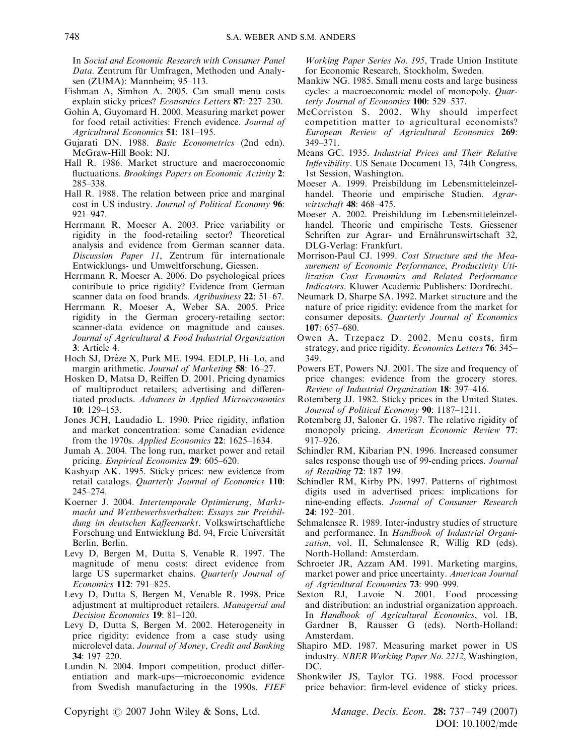In *Social and Economic Research with Consumer Panel Data*. Zentrum für Umfragen, Methoden und Analysen (ZUMA): Mannheim; 95–113.

Fishman A, Simhon A. 2005. Can small menu costs explain sticky prices? *Economics Letters* **87**: 227–230.

Gohin A, Guyomard H. 2000. Measuring market power for food retail activities: French evidence. *Journal of Agricultural Economics* **51**: 181–195.

Gujarati DN. 1988. *Basic Econometrics* (2nd edn). McGraw-Hill Book: NJ.

Hall R. 1986. Market structure and macroeconomic fluctuations. *Brookings Papers on Economic Activity* **2**: 285–338.

Hall R. 1988. The relation between price and marginal cost in US industry. *Journal of Political Economy* **96**: 921–947.

Herrmann R, Moeser A. 2003. Price variability or rigidity in the food-retailing sector? Theoretical analysis and evidence from German scanner data. *Discussion Paper 11*, Zentrum für internationale Entwicklungs- und Umweltforschung, Giessen.

Herrmann R, Moeser A. 2006. Do psychological prices contribute to price rigidity? Evidence from German scanner data on food brands. *Agribusiness* **22**: 51–67.

Herrmann R, Moeser A, Weber SA. 2005. Price rigidity in the German grocery-retailing sector: scanner-data evidence on magnitude and causes. *Journal of Agricultural & Food Industrial Organization* **3**: Article 4.

Hoch SJ, Drèze X, Purk ME. 1994. EDLP, Hi–Lo, and margin arithmetic. *Journal of Marketing* **58**: 16–27.

Hosken D, Matsa D, Reiffen D. 2001. Pricing dynamics of multiproduct retailers; advertising and differentiated products. *Advances in Applied Microeconomics* **10**: 129–153.

Jones JCH, Laudadio L. 1990. Price rigidity, inflation and market concentration: some Canadian evidence from the 1970s. *Applied Economics* **22**: 1625–1634.

Jumah A. 2004. The long run, market power and retail pricing. *Empirical Economics* **29**: 605–620.

Kashyap AK. 1995. Sticky prices: new evidence from retail catalogs. *Quarterly Journal of Economics* **110**: 245–274.

Koerner J. 2004. *Intertemporale Optimierung, Marktmacht und Wettbewerbsverhalten*: *Essays zur Preisbildung im deutschen Kaffeemarkt*. Volkswirtschaftliche Forschung und Entwicklung Bd. 94, Freie Universität Berlin, Berlin.

Levy D, Bergen M, Dutta S, Venable R. 1997. The magnitude of menu costs: direct evidence from large US supermarket chains. *Quarterly Journal of Economics* **112**: 791–825.

Levy D, Dutta S, Bergen M, Venable R. 1998. Price adjustment at multiproduct retailers. *Managerial and Decision Economics* **19**: 81–120.

Levy D, Dutta S, Bergen M. 2002. Heterogeneity in price rigidity: evidence from a case study using microlevel data. *Journal of Money*, *Credit and Banking* **34**: 197–220.

Lundin N. 2004. Import competition, product differentiation and mark-ups—microeconomic evidence from Swedish manufacturing in the 1990s. *FIEF Working Paper Series No. 195*, Trade Union Institute for Economic Research, Stockholm, Sweden.

Mankiw NG. 1985. Small menu costs and large business cycles: a macroeconomic model of monopoly. *Quarterly Journal of Economics* **100**: 529–537.

McCorriston S. 2002. Why should imperfect competition matter to agricultural economists? *European Review of Agricultural Economics* **269**: 349–371.

Means GC. 1935. *Industrial Prices and Their Relative Inflexibility*. US Senate Document 13, 74th Congress, 1st Session, Washington.

Moeser A. 1999. Preisbildung im Lebensmitteleinzelhandel. Theorie und empirische Studien. *Agrarwirtschaft* **48**: 468–475.

Moeser A. 2002. Preisbildung im Lebensmitteleinzelhandel. Theorie und empirische Tests. Giessener Schriften zur Agrar- und Ernährunswirtschaft 32, DLG-Verlag: Frankfurt.

Morrison-Paul CJ. 1999. *Cost Structure and the Measurement of Economic Performance, Productivity Utilization Cost Economics and Related Performance Indicators*. Kluwer Academic Publishers: Dordrecht.

Neumark D, Sharpe SA. 1992. Market structure and the nature of price rigidity: evidence from the market for consumer deposits. *Quarterly Journal of Economics* **107**: 657–680.

Owen A, Trzepacz D. 2002. Menu costs, firm strategy, and price rigidity. *Economics Letters* **76**: 345–349.

Powers ET, Powers NJ. 2001. The size and frequency of price changes: evidence from the grocery stores. *Review of Industrial Organization* **18**: 397–416.

Rotemberg JJ. 1982. Sticky prices in the United States. *Journal of Political Economy* **90**: 1187–1211.

Rotemberg JJ, Saloner G. 1987. The relative rigidity of monopoly pricing. *American Economic Review* **77**: 917–926.

Schindler RM, Kibarian PN. 1996. Increased consumer sales response though use of 99-ending prices. *Journal of Retailing* **72**: 187–199.

Schindler RM, Kirby PN. 1997. Patterns of rightmost digits used in advertised prices: implications for nine-ending effects. *Journal of Consumer Research* **24**: 192–201.

Schmalensee R. 1989. Inter-industry studies of structure and performance. In *Handbook of Industrial Organization*, vol. II, Schmalensee R, Willig RD (eds). North-Holland: Amsterdam.

Schroeter JR, Azzam AM. 1991. Marketing margins, market power and price uncertainty. *American Journal of Agricultural Economics* **73**: 990–999.

Sexton RJ, Lavoie N. 2001. Food processing and distribution: an industrial organization approach. In *Handbook of Agricultural Economics*, vol. 1B, Gardner B, Rausser G (eds). North-Holland: Amsterdam.

Shapiro MD. 1987. Measuring market power in US industry. *NBER Working Paper No. 2212*, Washington, DC.

Shonkwiler JS, Taylor TG. 1988. Food processor price behavior: firm-level evidence of sticky prices.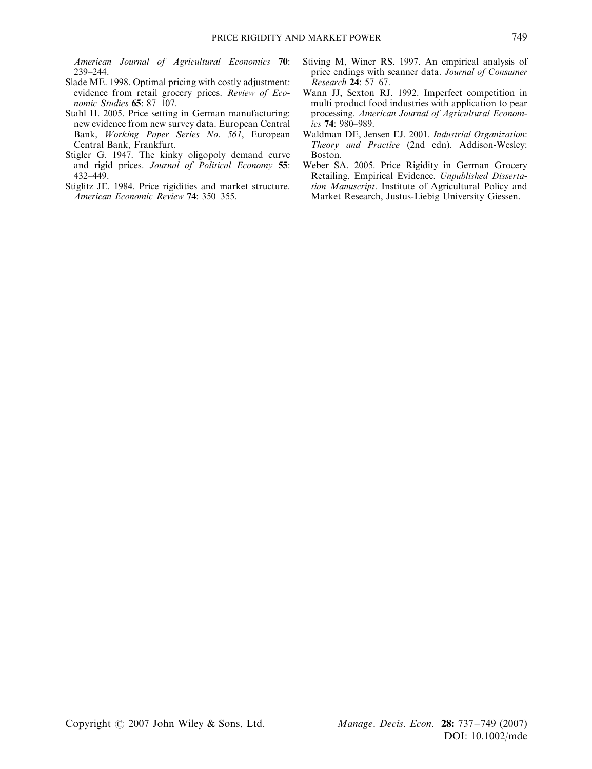*American Journal of Agricultural Economics* **70**: 239–244.

Slade ME. 1998. Optimal pricing with costly adjustment: evidence from retail grocery prices. *Review of Economic Studies* **65**: 87–107.

Stahl H. 2005. Price setting in German manufacturing: new evidence from new survey data. European Central Bank, *Working Paper Series No. 561*, European Central Bank, Frankfurt.

Stigler G. 1947. The kinky oligopoly demand curve and rigid prices. *Journal of Political Economy* **55**: 432–449.

Stiglitz JE. 1984. Price rigidities and market structure. *American Economic Review* **74**: 350–355.

Stiving M, Winer RS. 1997. An empirical analysis of price endings with scanner data. *Journal of Consumer Research* **24**: 57–67.

Wann JJ, Sexton RJ. 1992. Imperfect competition in multi product food industries with application to pear processing. *American Journal of Agricultural Economics* **74**: 980–989.

Waldman DE, Jensen EJ. 2001. *Industrial Organization: Theory and Practice* (2nd edn). Addison-Wesley: Boston.

Weber SA. 2005. Price Rigidity in German Grocery Retailing. Empirical Evidence. *Unpublished Dissertation Manuscript*. Institute of Agricultural Policy and Market Research, Justus-Liebig University Giessen.